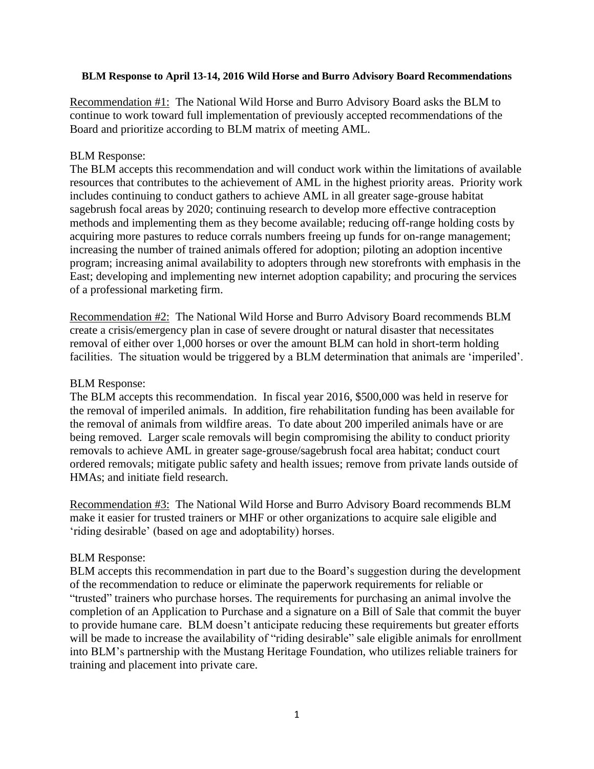**BLM Response to April 13-14, 2016 Wild Horse and Burro Advisory Board Recommendations**

<u>Recommendation #1:</u> The National Wild Horse and Burro Advisory Board asks the BLM to continue to work toward full implementation of previously accepted recommendations of the Board and prioritize according to BLM matrix of meeting AML.

BLM Response:
The BLM accepts this recommendation and will conduct work within the limitations of available resources that contributes to the achievement of AML in the highest priority areas. Priority work includes continuing to conduct gathers to achieve AML in all greater sage-grouse habitat sagebrush focal areas by 2020; continuing research to develop more effective contraception methods and implementing them as they become available; reducing off-range holding costs by acquiring more pastures to reduce corrals numbers freeing up funds for on-range management; increasing the number of trained animals offered for adoption; piloting an adoption incentive program; increasing animal availability to adopters through new storefronts with emphasis in the East; developing and implementing new internet adoption capability; and procuring the services of a professional marketing firm.

<u>Recommendation #2:</u> The National Wild Horse and Burro Advisory Board recommends BLM create a crisis/emergency plan in case of severe drought or natural disaster that necessitates removal of either over 1,000 horses or over the amount BLM can hold in short-term holding facilities. The situation would be triggered by a BLM determination that animals are 'imperiled'.

BLM Response:
The BLM accepts this recommendation. In fiscal year 2016, $500,000 was held in reserve for the removal of imperiled animals. In addition, fire rehabilitation funding has been available for the removal of animals from wildfire areas. To date about 200 imperiled animals have or are being removed. Larger scale removals will begin compromising the ability to conduct priority removals to achieve AML in greater sage-grouse/sagebrush focal area habitat; conduct court ordered removals; mitigate public safety and health issues; remove from private lands outside of HMAs; and initiate field research.

<u>Recommendation #3:</u> The National Wild Horse and Burro Advisory Board recommends BLM make it easier for trusted trainers or MHF or other organizations to acquire sale eligible and 'riding desirable' (based on age and adoptability) horses.

BLM Response:
BLM accepts this recommendation in part due to the Board's suggestion during the development of the recommendation to reduce or eliminate the paperwork requirements for reliable or "trusted" trainers who purchase horses. The requirements for purchasing an animal involve the completion of an Application to Purchase and a signature on a Bill of Sale that commit the buyer to provide humane care. BLM doesn't anticipate reducing these requirements but greater efforts will be made to increase the availability of "riding desirable" sale eligible animals for enrollment into BLM's partnership with the Mustang Heritage Foundation, who utilizes reliable trainers for training and placement into private care.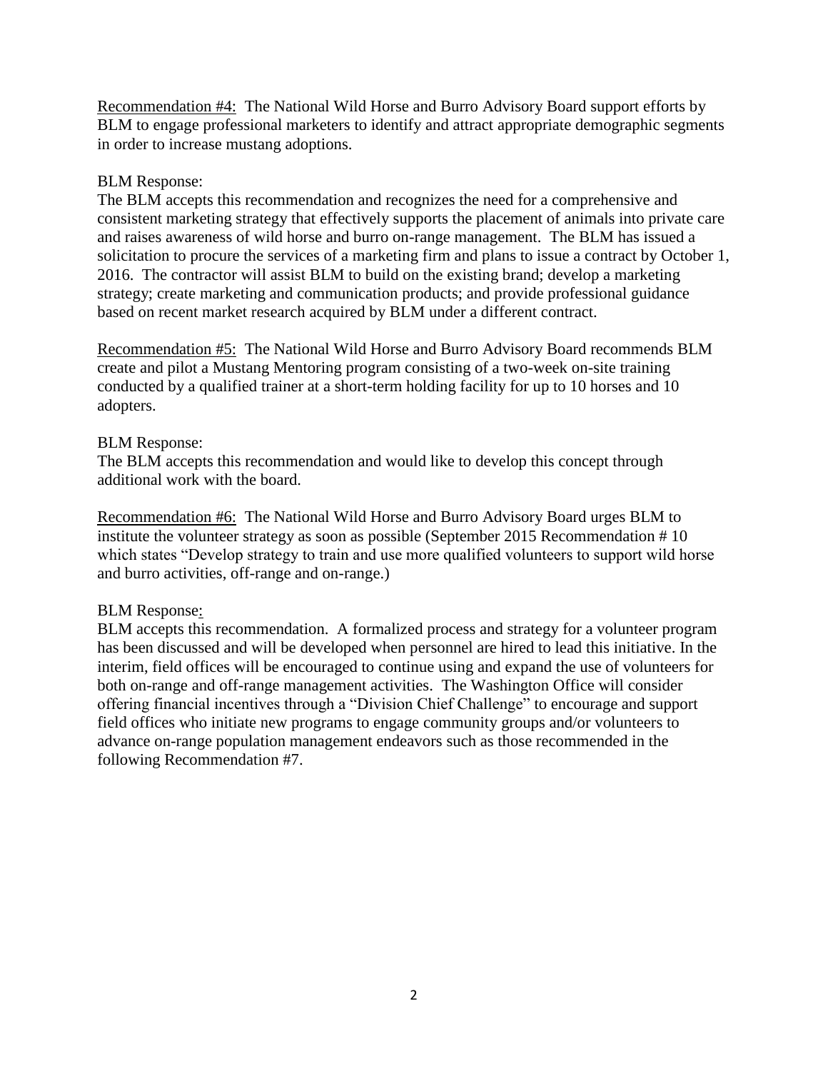Recommendation #4: The National Wild Horse and Burro Advisory Board support efforts by BLM to engage professional marketers to identify and attract appropriate demographic segments in order to increase mustang adoptions.

BLM Response:
The BLM accepts this recommendation and recognizes the need for a comprehensive and consistent marketing strategy that effectively supports the placement of animals into private care and raises awareness of wild horse and burro on-range management. The BLM has issued a solicitation to procure the services of a marketing firm and plans to issue a contract by October 1, 2016. The contractor will assist BLM to build on the existing brand; develop a marketing strategy; create marketing and communication products; and provide professional guidance based on recent market research acquired by BLM under a different contract.

Recommendation #5: The National Wild Horse and Burro Advisory Board recommends BLM create and pilot a Mustang Mentoring program consisting of a two-week on-site training conducted by a qualified trainer at a short-term holding facility for up to 10 horses and 10 adopters.

BLM Response:
The BLM accepts this recommendation and would like to develop this concept through additional work with the board.

Recommendation #6: The National Wild Horse and Burro Advisory Board urges BLM to institute the volunteer strategy as soon as possible (September 2015 Recommendation # 10 which states "Develop strategy to train and use more qualified volunteers to support wild horse and burro activities, off-range and on-range.)

BLM Response:
BLM accepts this recommendation. A formalized process and strategy for a volunteer program has been discussed and will be developed when personnel are hired to lead this initiative. In the interim, field offices will be encouraged to continue using and expand the use of volunteers for both on-range and off-range management activities. The Washington Office will consider offering financial incentives through a "Division Chief Challenge" to encourage and support field offices who initiate new programs to engage community groups and/or volunteers to advance on-range population management endeavors such as those recommended in the following Recommendation #7.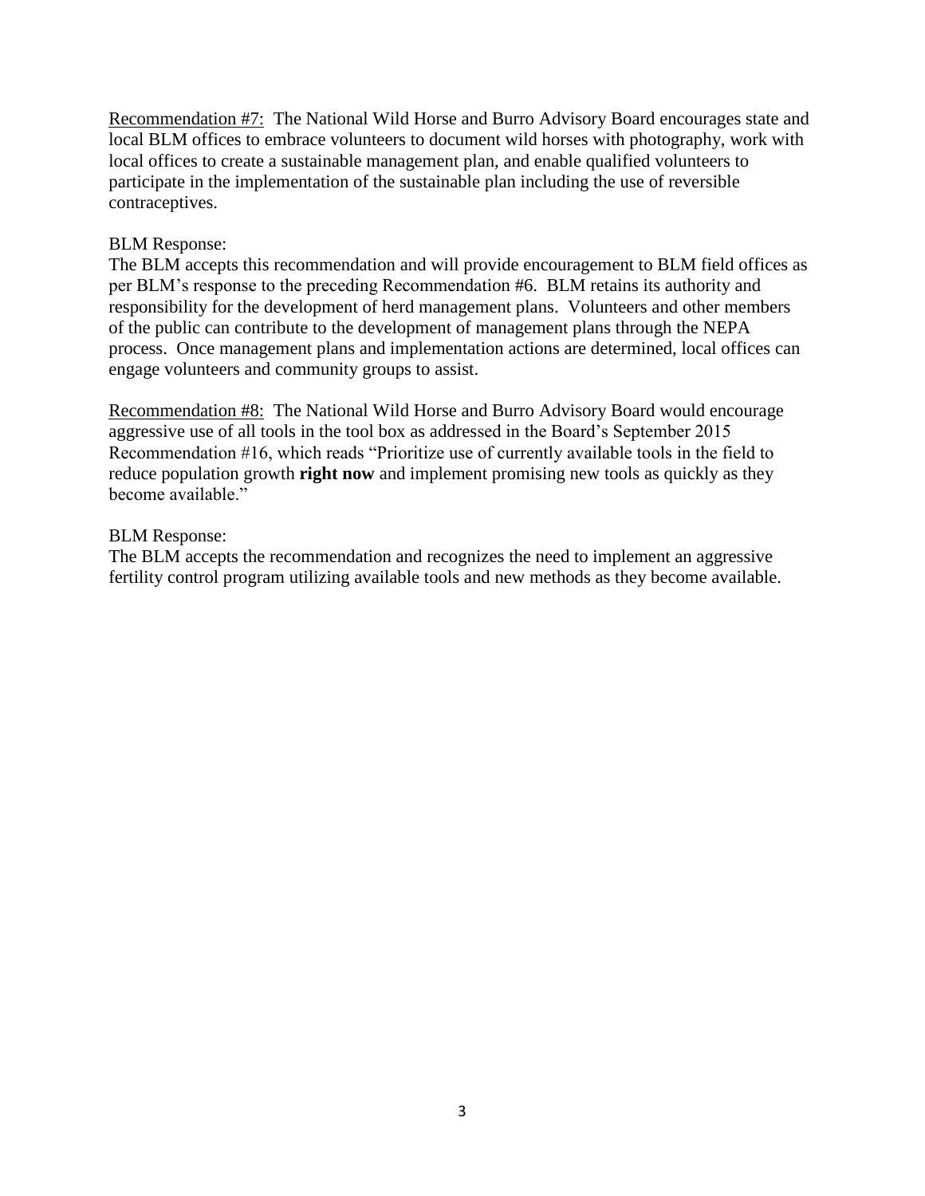<u>Recommendation #7:</u> The National Wild Horse and Burro Advisory Board encourages state and local BLM offices to embrace volunteers to document wild horses with photography, work with local offices to create a sustainable management plan, and enable qualified volunteers to participate in the implementation of the sustainable plan including the use of reversible contraceptives.

BLM Response:
The BLM accepts this recommendation and will provide encouragement to BLM field offices as per BLM's response to the preceding Recommendation #6. BLM retains its authority and responsibility for the development of herd management plans. Volunteers and other members of the public can contribute to the development of management plans through the NEPA process. Once management plans and implementation actions are determined, local offices can engage volunteers and community groups to assist.

<u>Recommendation #8:</u> The National Wild Horse and Burro Advisory Board would encourage aggressive use of all tools in the tool box as addressed in the Board's September 2015 Recommendation #16, which reads "Prioritize use of currently available tools in the field to reduce population growth **right now** and implement promising new tools as quickly as they become available."

BLM Response:
The BLM accepts the recommendation and recognizes the need to implement an aggressive fertility control program utilizing available tools and new methods as they become available.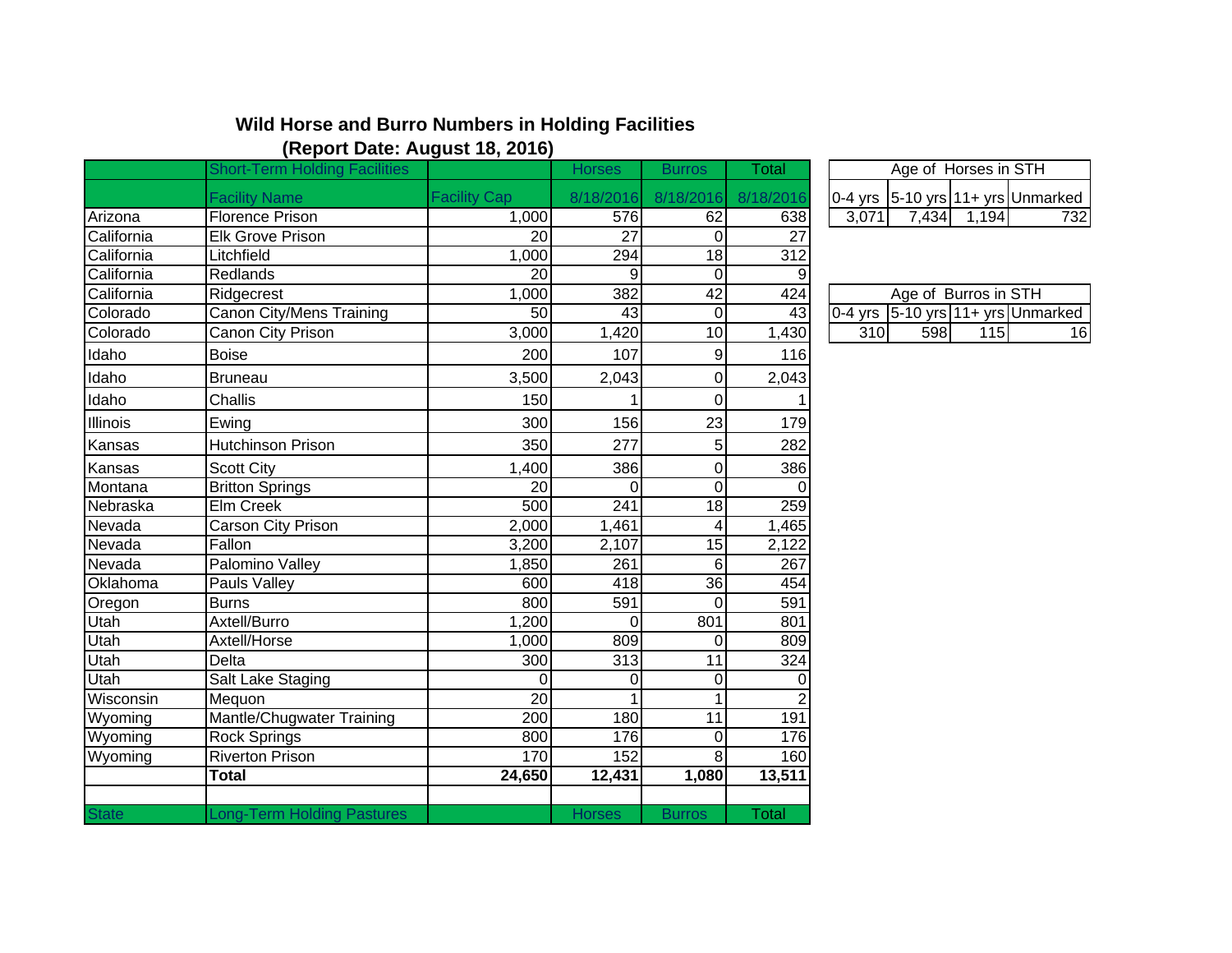**Wild Horse and Burro Numbers in Holding Facilities**
**(Report Date: August 18, 2016)**

| | Short-Term Holding Facilities | | Horses | Burros | Total |
|---|---|---|---|---|---|
| | Facility Name | Facility Cap | 8/18/2016 | 8/18/2016 | 8/18/2016 |
| Arizona | Florence Prison | 1,000 | 576 | 62 | 638 |
| California | Elk Grove Prison | 20 | 27 | 0 | 27 |
| California | Litchfield | 1,000 | 294 | 18 | 312 |
| California | Redlands | 20 | 9 | 0 | 9 |
| California | Ridgecrest | 1,000 | 382 | 42 | 424 |
| Colorado | Canon City/Mens Training | 50 | 43 | 0 | 43 |
| Colorado | Canon City Prison | 3,000 | 1,420 | 10 | 1,430 |
| Idaho | Boise | 200 | 107 | 9 | 116 |
| Idaho | Bruneau | 3,500 | 2,043 | 0 | 2,043 |
| Idaho | Challis | 150 | 1 | 0 | 1 |
| Illinois | Ewing | 300 | 156 | 23 | 179 |
| Kansas | Hutchinson Prison | 350 | 277 | 5 | 282 |
| Kansas | Scott City | 1,400 | 386 | 0 | 386 |
| Montana | Britton Springs | 20 | 0 | 0 | 0 |
| Nebraska | Elm Creek | 500 | 241 | 18 | 259 |
| Nevada | Carson City Prison | 2,000 | 1,461 | 4 | 1,465 |
| Nevada | Fallon | 3,200 | 2,107 | 15 | 2,122 |
| Nevada | Palomino Valley | 1,850 | 261 | 6 | 267 |
| Oklahoma | Pauls Valley | 600 | 418 | 36 | 454 |
| Oregon | Burns | 800 | 591 | 0 | 591 |
| Utah | Axtell/Burro | 1,200 | 0 | 801 | 801 |
| Utah | Axtell/Horse | 1,000 | 809 | 0 | 809 |
| Utah | Delta | 300 | 313 | 11 | 324 |
| Utah | Salt Lake Staging | 0 | 0 | 0 | 0 |
| Wisconsin | Mequon | 20 | 1 | 1 | 2 |
| Wyoming | Mantle/Chugwater Training | 200 | 180 | 11 | 191 |
| Wyoming | Rock Springs | 800 | 176 | 0 | 176 |
| Wyoming | Riverton Prison | 170 | 152 | 8 | 160 |
| | **Total** | **24,650** | **12,431** | **1,080** | **13,511** |
| | | | | | |
| State | Long-Term Holding Pastures | | Horses | Burros | Total |

| Age of Horses in STH | | | |
|---|---|---|---|
| 0-4 yrs | 5-10 yrs | 11+ yrs | Unmarked |
| 3,071 | 7,434 | 1,194 | 732 |

| Age of Burros in STH | | | |
|---|---|---|---|
| 0-4 yrs | 5-10 yrs | 11+ yrs | Unmarked |
| 310 | 598 | 115 | 16 |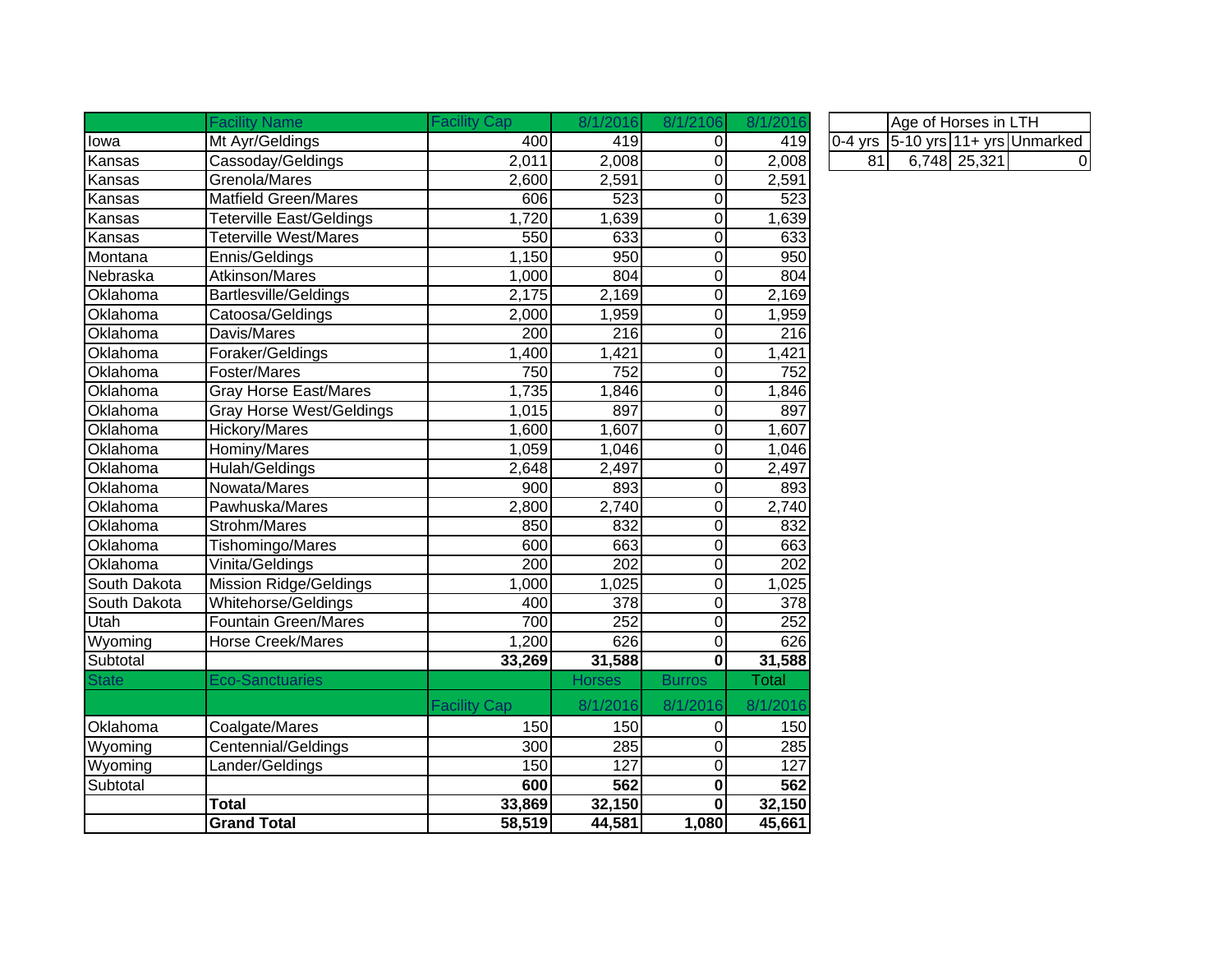| | Facility Name | Facility Cap | 8/1/2016 | 8/1/2106 | 8/1/2016 |
|---|---|---|---|---|---|
| Iowa | Mt Ayr/Geldings | 400 | 419 | 0 | 419 |
| Kansas | Cassoday/Geldings | 2,011 | 2,008 | 0 | 2,008 |
| Kansas | Grenola/Mares | 2,600 | 2,591 | 0 | 2,591 |
| Kansas | Matfield Green/Mares | 606 | 523 | 0 | 523 |
| Kansas | Teterville East/Geldings | 1,720 | 1,639 | 0 | 1,639 |
| Kansas | Teterville West/Mares | 550 | 633 | 0 | 633 |
| Montana | Ennis/Geldings | 1,150 | 950 | 0 | 950 |
| Nebraska | Atkinson/Mares | 1,000 | 804 | 0 | 804 |
| Oklahoma | Bartlesville/Geldings | 2,175 | 2,169 | 0 | 2,169 |
| Oklahoma | Catoosa/Geldings | 2,000 | 1,959 | 0 | 1,959 |
| Oklahoma | Davis/Mares | 200 | 216 | 0 | 216 |
| Oklahoma | Foraker/Geldings | 1,400 | 1,421 | 0 | 1,421 |
| Oklahoma | Foster/Mares | 750 | 752 | 0 | 752 |
| Oklahoma | Gray Horse East/Mares | 1,735 | 1,846 | 0 | 1,846 |
| Oklahoma | Gray Horse West/Geldings | 1,015 | 897 | 0 | 897 |
| Oklahoma | Hickory/Mares | 1,600 | 1,607 | 0 | 1,607 |
| Oklahoma | Hominy/Mares | 1,059 | 1,046 | 0 | 1,046 |
| Oklahoma | Hulah/Geldings | 2,648 | 2,497 | 0 | 2,497 |
| Oklahoma | Nowata/Mares | 900 | 893 | 0 | 893 |
| Oklahoma | Pawhuska/Mares | 2,800 | 2,740 | 0 | 2,740 |
| Oklahoma | Strohm/Mares | 850 | 832 | 0 | 832 |
| Oklahoma | Tishomingo/Mares | 600 | 663 | 0 | 663 |
| Oklahoma | Vinita/Geldings | 200 | 202 | 0 | 202 |
| South Dakota | Mission Ridge/Geldings | 1,000 | 1,025 | 0 | 1,025 |
| South Dakota | Whitehorse/Geldings | 400 | 378 | 0 | 378 |
| Utah | Fountain Green/Mares | 700 | 252 | 0 | 252 |
| Wyoming | Horse Creek/Mares | 1,200 | 626 | 0 | 626 |
| Subtotal | | **33,269** | **31,588** | **0** | **31,588** |
| State | Eco-Sanctuaries | | Horses | Burros | Total |
| | | Facility Cap | 8/1/2016 | 8/1/2016 | 8/1/2016 |
| Oklahoma | Coalgate/Mares | 150 | 150 | 0 | 150 |
| Wyoming | Centennial/Geldings | 300 | 285 | 0 | 285 |
| Wyoming | Lander/Geldings | 150 | 127 | 0 | 127 |
| Subtotal | | **600** | **562** | **0** | **562** |
| | **Total** | **33,869** | **32,150** | **0** | **32,150** |
| | **Grand Total** | **58,519** | **44,581** | **1,080** | **45,661** |

| Age of Horses in LTH | | | |
|---|---|---|---|
| 0-4 yrs | 5-10 yrs | 11+ yrs | Unmarked |
| 81 | 6,748 | 25,321 | 0 |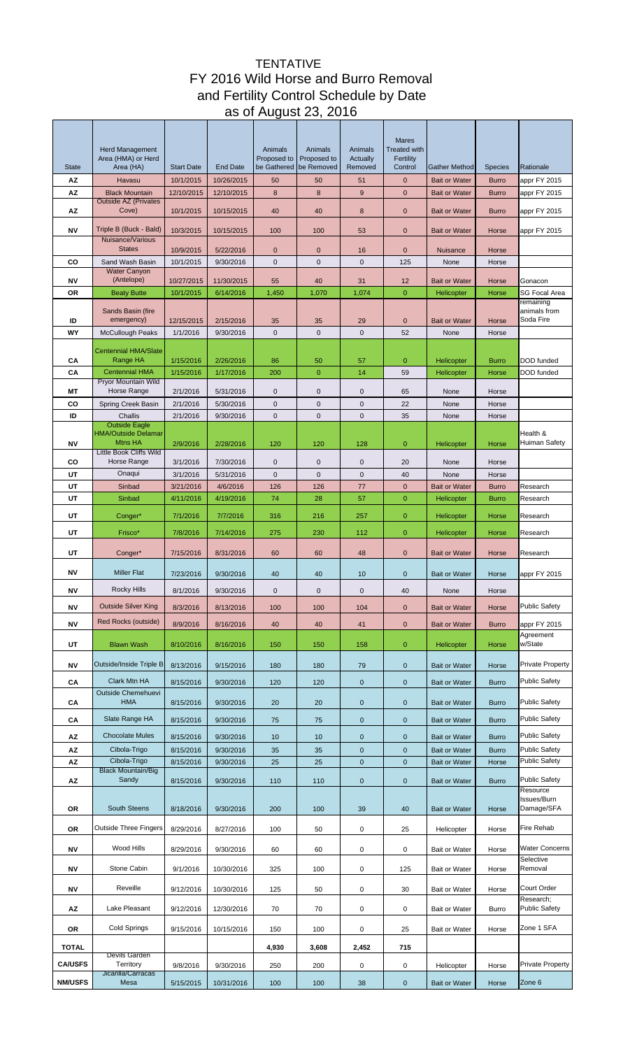# TENTATIVE
# FY 2016 Wild Horse and Burro Removal and Fertility Control Schedule by Date
# as of August 23, 2016

| State | Herd Management Area (HMA) or Herd Area (HA) | Start Date | End Date | Animals Proposed to be Gathered | Animals Proposed to be Removed | Animals Actually Removed | Mares Treated with Fertility Control | Gather Method | Species | Rationale |
|---|---|---|---|---|---|---|---|---|---|---|
| AZ | Havasu | 10/1/2015 | 10/26/2015 | 50 | 50 | 51 | 0 | Bait or Water | Burro | appr FY 2015 |
| AZ | Black Mountain | 12/10/2015 | 12/10/2015 | 8 | 8 | 9 | 0 | Bait or Water | Burro | appr FY 2015 |
| AZ | Outside AZ (Privates Cove) | 10/1/2015 | 10/15/2015 | 40 | 40 | 8 | 0 | Bait or Water | Burro | appr FY 2015 |
| NV | Triple B (Buck - Bald) | 10/3/2015 | 10/15/2015 | 100 | 100 | 53 | 0 | Bait or Water | Horse | appr FY 2015 |
| | Nuisance/Various States | 10/9/2015 | 5/22/2016 | 0 | 0 | 16 | 0 | Nuisance | Horse | |
| CO | Sand Wash Basin | 10/1/2015 | 9/30/2016 | 0 | 0 | 0 | 125 | None | Horse | |
| NV | Water Canyon (Antelope) | 10/27/2015 | 11/30/2015 | 55 | 40 | 31 | 12 | Bait or Water | Horse | Gonacon |
| OR | Beaty Butte | 10/1/2015 | 6/14/2016 | 1,450 | 1,070 | 1,074 | 0 | Helicopter | Horse | SG Focal Area |
| ID | Sands Basin (fire emergency) | 12/15/2015 | 2/15/2016 | 35 | 35 | 29 | 0 | Bait or Water | Horse | remaining animals from Soda Fire |
| WY | McCullough Peaks | 1/1/2016 | 9/30/2016 | 0 | 0 | 0 | 52 | None | Horse | |
| CA | Centennial HMA/Slate Range HA | 1/15/2016 | 2/26/2016 | 86 | 50 | 57 | 0 | Helicopter | Burro | DOD funded |
| CA | Centennial HMA | 1/15/2016 | 1/17/2016 | 200 | 0 | 14 | 59 | Helicopter | Horse | DOD funded |
| MT | Pryor Mountain Wild Horse Range | 2/1/2016 | 5/31/2016 | 0 | 0 | 0 | 65 | None | Horse | |
| CO | Spring Creek Basin | 2/1/2016 | 5/30/2016 | 0 | 0 | 0 | 22 | None | Horse | |
| ID | Challis | 2/1/2016 | 9/30/2016 | 0 | 0 | 0 | 35 | None | Horse | |
| NV | Outside Eagle HMA/Outside Delamar Mtns HA | 2/9/2016 | 2/28/2016 | 120 | 120 | 128 | 0 | Helicopter | Horse | Health & Huiman Safety |
| CO | Little Book Cliffs Wild Horse Range | 3/1/2016 | 7/30/2016 | 0 | 0 | 0 | 20 | None | Horse | |
| UT | Onaqui | 3/1/2016 | 5/31/2016 | 0 | 0 | 0 | 40 | None | Horse | |
| UT | Sinbad | 3/21/2016 | 4/6/2016 | 126 | 126 | 77 | 0 | Bait or Water | Burro | Research |
| UT | Sinbad | 4/11/2016 | 4/19/2016 | 74 | 28 | 57 | 0 | Helicopter | Burro | Research |
| UT | Conger* | 7/1/2016 | 7/7/2016 | 316 | 216 | 257 | 0 | Helicopter | Horse | Research |
| UT | Frisco* | 7/8/2016 | 7/14/2016 | 275 | 230 | 112 | 0 | Helicopter | Horse | Research |
| UT | Conger* | 7/15/2016 | 8/31/2016 | 60 | 60 | 48 | 0 | Bait or Water | Horse | Research |
| NV | Miller Flat | 7/23/2016 | 9/30/2016 | 40 | 40 | 10 | 0 | Bait or Water | Horse | appr FY 2015 |
| NV | Rocky Hills | 8/1/2016 | 9/30/2016 | 0 | 0 | 0 | 40 | None | Horse | |
| NV | Outside Silver King | 8/3/2016 | 8/13/2016 | 100 | 100 | 104 | 0 | Bait or Water | Horse | Public Safety |
| NV | Red Rocks (outside) | 8/9/2016 | 8/16/2016 | 40 | 40 | 41 | 0 | Bait or Water | Burro | appr FY 2015 |
| UT | Blawn Wash | 8/10/2016 | 8/16/2016 | 150 | 150 | 158 | 0 | Helicopter | Horse | Agreement w/State |
| NV | Outside/Inside Triple B | 8/13/2016 | 9/15/2016 | 180 | 180 | 79 | 0 | Bait or Water | Horse | Private Property |
| CA | Clark Mtn HA | 8/15/2016 | 9/30/2016 | 120 | 120 | 0 | 0 | Bait or Water | Burro | Public Safety |
| CA | Outside Chemehuevi HMA | 8/15/2016 | 9/30/2016 | 20 | 20 | 0 | 0 | Bait or Water | Burro | Public Safety |
| CA | Slate Range HA | 8/15/2016 | 9/30/2016 | 75 | 75 | 0 | 0 | Bait or Water | Burro | Public Safety |
| AZ | Chocolate Mules | 8/15/2016 | 9/30/2016 | 10 | 10 | 0 | 0 | Bait or Water | Burro | Public Safety |
| AZ | Cibola-Trigo | 8/15/2016 | 9/30/2016 | 35 | 35 | 0 | 0 | Bait or Water | Burro | Public Safety |
| AZ | Cibola-Trigo | 8/15/2016 | 9/30/2016 | 25 | 25 | 0 | 0 | Bait or Water | Horse | Public Safety |
| AZ | Black Mountain/Big Sandy | 8/15/2016 | 9/30/2016 | 110 | 110 | 0 | 0 | Bait or Water | Burro | Public Safety |
| OR | South Steens | 8/18/2016 | 9/30/2016 | 200 | 100 | 39 | 40 | Bait or Water | Horse | Resource Issues/Burn Damage/SFA |
| OR | Outside Three Fingers | 8/29/2016 | 8/27/2016 | 100 | 50 | 0 | 25 | Helicopter | Horse | Fire Rehab |
| NV | Wood Hills | 8/29/2016 | 9/30/2016 | 60 | 60 | 0 | 0 | Bait or Water | Horse | Water Concerns |
| NV | Stone Cabin | 9/1/2016 | 10/30/2016 | 325 | 100 | 0 | 125 | Bait or Water | Horse | Selective Removal |
| NV | Reveille | 9/12/2016 | 10/30/2016 | 125 | 50 | 0 | 30 | Bait or Water | Horse | Court Order |
| AZ | Lake Pleasant | 9/12/2016 | 12/30/2016 | 70 | 70 | 0 | 0 | Bait or Water | Burro | Research; Public Safety |
| OR | Cold Springs | 9/15/2016 | 10/15/2016 | 150 | 100 | 0 | 25 | Bait or Water | Horse | Zone 1 SFA |
| TOTAL | | | | 4,930 | 3,608 | 2,452 | 715 | | | |
| CA/USFS | Devils Garden Territory | 9/8/2016 | 9/30/2016 | 250 | 200 | 0 | 0 | Helicopter | Horse | Private Property |
| NM/USFS | Jicarilla/Carracas Mesa | 5/15/2015 | 10/31/2016 | 100 | 100 | 38 | 0 | Bait or Water | Horse | Zone 6 |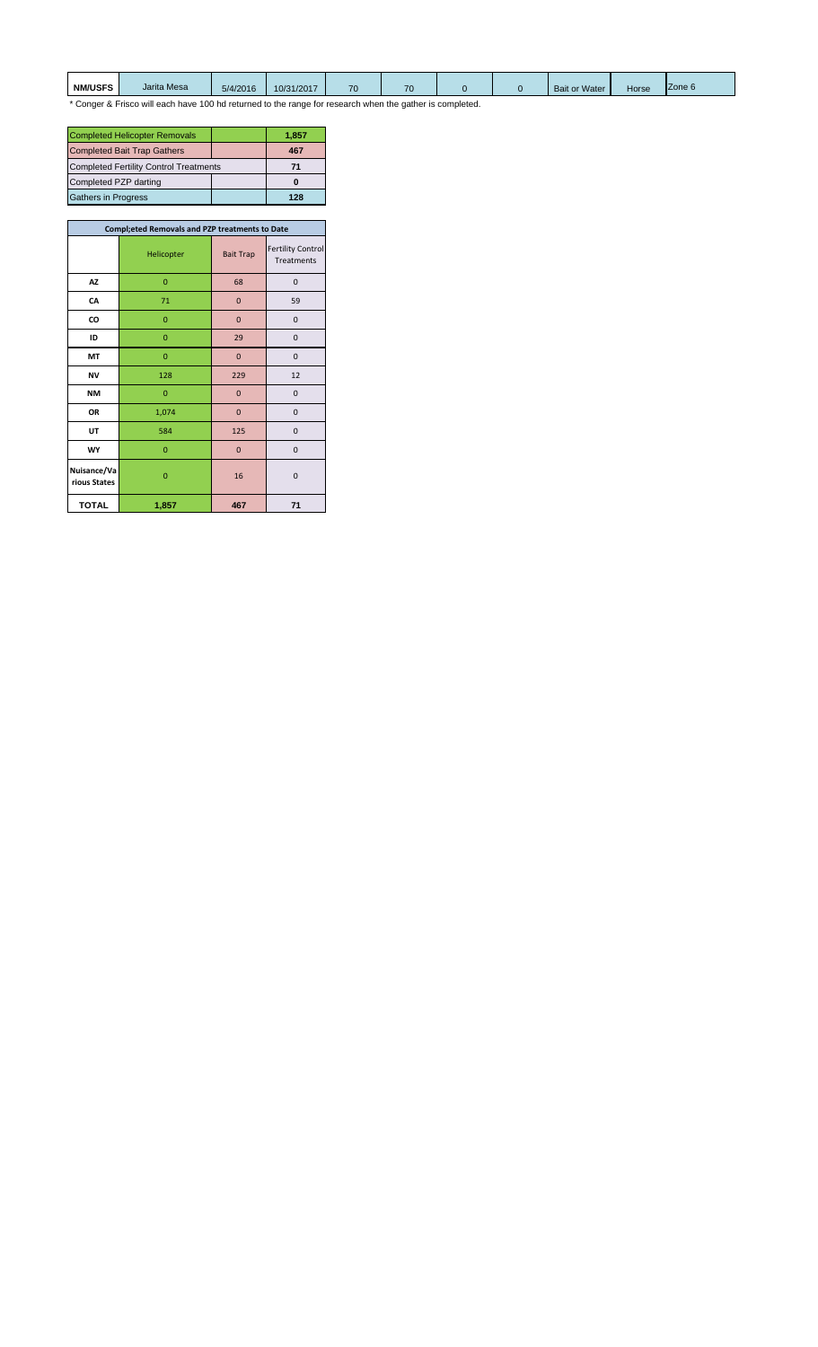| NM/USFS | Jarita Mesa | 5/4/2016 | 10/31/2017 | 70 | 70 | 0 | 0 | Bait or Water | Horse | Zone 6 |
|---|---|---|---|---|---|---|---|---|---|---|

* Conger & Frisco will each have 100 hd returned to the range for research when the gather is completed.

| Completed Helicopter Removals | | 1,857 |
|---|---|---|
| Completed Bait Trap Gathers | | 467 |
| Completed Fertility Control Treatments | | 71 |
| Completed PZP darting | | 0 |
| Gathers in Progress | | 128 |

| Compl;eted Removals and PZP treatments to Date | | | |
|---|---|---|---|
| | Helicopter | Bait Trap | Fertility Control Treatments |
| AZ | 0 | 68 | 0 |
| CA | 71 | 0 | 59 |
| CO | 0 | 0 | 0 |
| ID | 0 | 29 | 0 |
| MT | 0 | 0 | 0 |
| NV | 128 | 229 | 12 |
| NM | 0 | 0 | 0 |
| OR | 1,074 | 0 | 0 |
| UT | 584 | 125 | 0 |
| WY | 0 | 0 | 0 |
| Nuisance/Various States | 0 | 16 | 0 |
| TOTAL | 1,857 | 467 | 71 |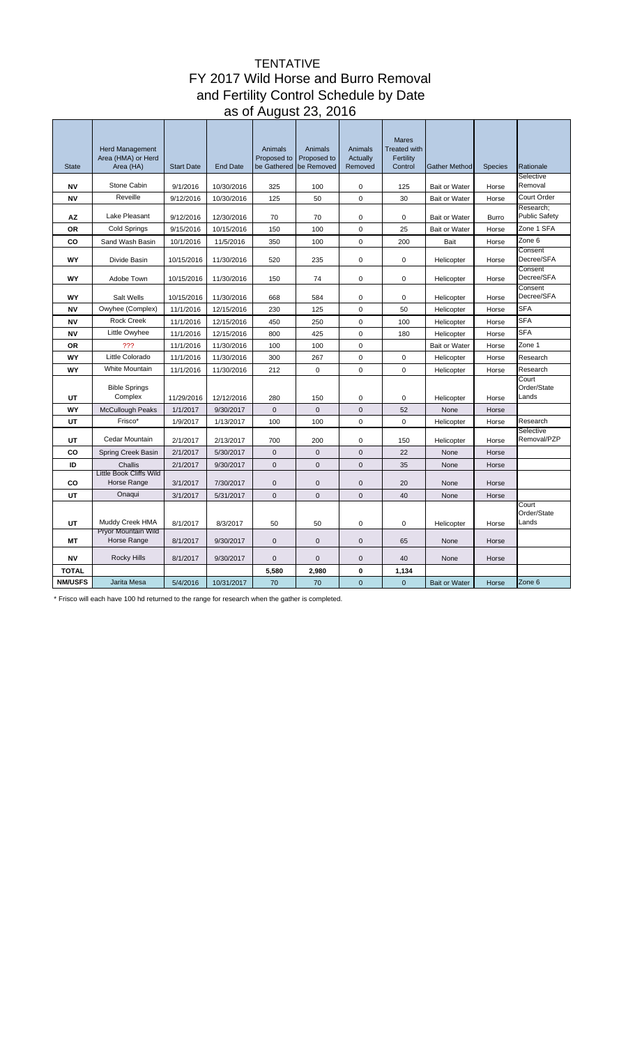# TENTATIVE
# FY 2017 Wild Horse and Burro Removal and Fertility Control Schedule by Date
## as of August 23, 2016

| State | Herd Management Area (HMA) or Herd Area (HA) | Start Date | End Date | Animals Proposed to be Gathered | Animals Proposed to be Removed | Animals Actually Removed | Mares Treated with Fertility Control | Gather Method | Species | Rationale |
|---|---|---|---|---|---|---|---|---|---|---|
| **NV** | Stone Cabin | 9/1/2016 | 10/30/2016 | 325 | 100 | 0 | 125 | Bait or Water | Horse | Selective Removal |
| **NV** | Reveille | 9/12/2016 | 10/30/2016 | 125 | 50 | 0 | 30 | Bait or Water | Horse | Court Order |
| **AZ** | Lake Pleasant | 9/12/2016 | 12/30/2016 | 70 | 70 | 0 | 0 | Bait or Water | Burro | Research; Public Safety |
| **OR** | Cold Springs | 9/15/2016 | 10/15/2016 | 150 | 100 | 0 | 25 | Bait or Water | Horse | Zone 1 SFA |
| **CO** | Sand Wash Basin | 10/1/2016 | 11/5/2016 | 350 | 100 | 0 | 200 | Bait | Horse | Zone 6 |
| **WY** | Divide Basin | 10/15/2016 | 11/30/2016 | 520 | 235 | 0 | 0 | Helicopter | Horse | Consent Decree/SFA |
| **WY** | Adobe Town | 10/15/2016 | 11/30/2016 | 150 | 74 | 0 | 0 | Helicopter | Horse | Consent Decree/SFA |
| **WY** | Salt Wells | 10/15/2016 | 11/30/2016 | 668 | 584 | 0 | 0 | Helicopter | Horse | Consent Decree/SFA |
| **NV** | Owyhee (Complex) | 11/1/2016 | 12/15/2016 | 230 | 125 | 0 | 50 | Helicopter | Horse | SFA |
| **NV** | Rock Creek | 11/1/2016 | 12/15/2016 | 450 | 250 | 0 | 100 | Helicopter | Horse | SFA |
| **NV** | Little Owyhee | 11/1/2016 | 12/15/2016 | 800 | 425 | 0 | 180 | Helicopter | Horse | SFA |
| **OR** | ??? | 11/1/2016 | 11/30/2016 | 100 | 100 | 0 | | Bait or Water | Horse | Zone 1 |
| **WY** | Little Colorado | 11/1/2016 | 11/30/2016 | 300 | 267 | 0 | 0 | Helicopter | Horse | Research |
| **WY** | White Mountain | 11/1/2016 | 11/30/2016 | 212 | 0 | 0 | 0 | Helicopter | Horse | Research |
| **UT** | Bible Springs Complex | 11/29/2016 | 12/12/2016 | 280 | 150 | 0 | 0 | Helicopter | Horse | Court Order/State Lands |
| **WY** | McCullough Peaks | 1/1/2017 | 9/30/2017 | 0 | 0 | 0 | 52 | None | Horse | |
| **UT** | Frisco* | 1/9/2017 | 1/13/2017 | 100 | 100 | 0 | 0 | Helicopter | Horse | Research |
| **UT** | Cedar Mountain | 2/1/2017 | 2/13/2017 | 700 | 200 | 0 | 150 | Helicopter | Horse | Selective Removal/PZP |
| **CO** | Spring Creek Basin | 2/1/2017 | 5/30/2017 | 0 | 0 | 0 | 22 | None | Horse | |
| **ID** | Challis | 2/1/2017 | 9/30/2017 | 0 | 0 | 0 | 35 | None | Horse | |
| **CO** | Little Book Cliffs Wild Horse Range | 3/1/2017 | 7/30/2017 | 0 | 0 | 0 | 20 | None | Horse | |
| **UT** | Onaqui | 3/1/2017 | 5/31/2017 | 0 | 0 | 0 | 40 | None | Horse | |
| **UT** | Muddy Creek HMA | 8/1/2017 | 8/3/2017 | 50 | 50 | 0 | 0 | Helicopter | Horse | Court Order/State Lands |
| **MT** | Pryor Mountain Wild Horse Range | 8/1/2017 | 9/30/2017 | 0 | 0 | 0 | 65 | None | Horse | |
| **NV** | Rocky Hills | 8/1/2017 | 9/30/2017 | 0 | 0 | 0 | 40 | None | Horse | |
| **TOTAL** | | | | **5,580** | **2,980** | **0** | **1,134** | | | |
| **NM/USFS** | Jarita Mesa | 5/4/2016 | 10/31/2017 | 70 | 70 | 0 | 0 | Bait or Water | Horse | Zone 6 |

\* Frisco will each have 100 hd returned to the range for research when the gather is completed.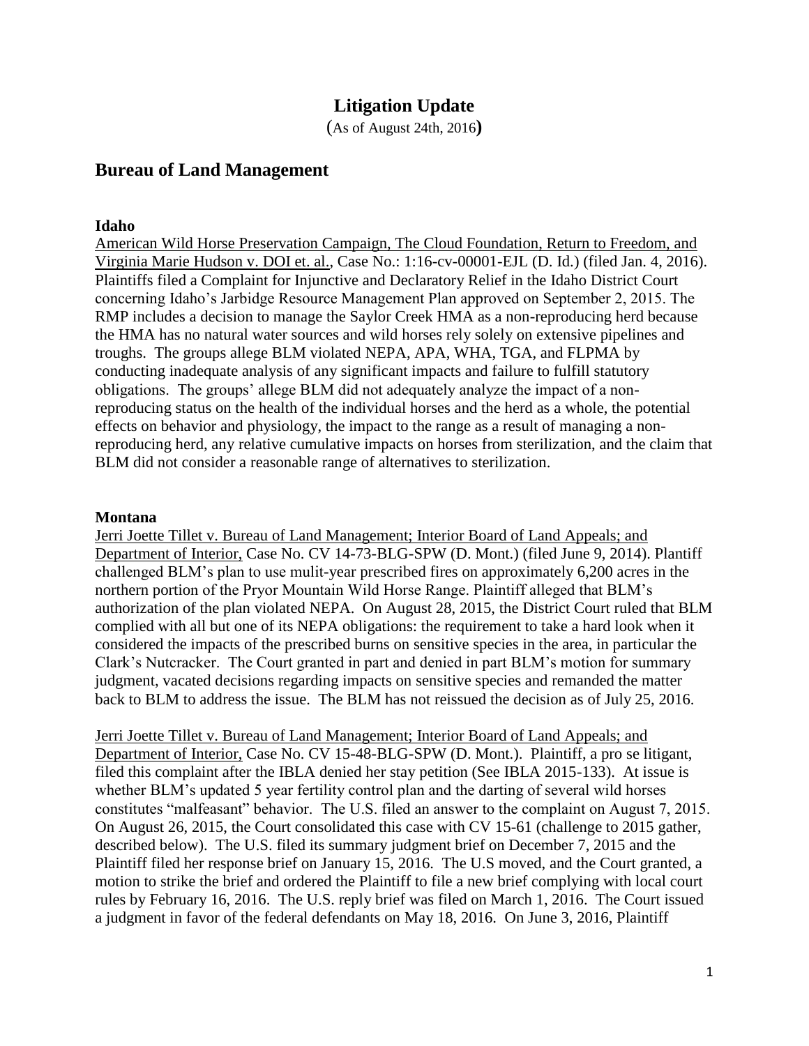# Litigation Update

(As of August 24th, 2016)

## Bureau of Land Management

### Idaho

American Wild Horse Preservation Campaign, The Cloud Foundation, Return to Freedom, and Virginia Marie Hudson v. DOI et. al., Case No.: 1:16-cv-00001-EJL (D. Id.) (filed Jan. 4, 2016). Plaintiffs filed a Complaint for Injunctive and Declaratory Relief in the Idaho District Court concerning Idaho's Jarbidge Resource Management Plan approved on September 2, 2015. The RMP includes a decision to manage the Saylor Creek HMA as a non-reproducing herd because the HMA has no natural water sources and wild horses rely solely on extensive pipelines and troughs. The groups allege BLM violated NEPA, APA, WHA, TGA, and FLPMA by conducting inadequate analysis of any significant impacts and failure to fulfill statutory obligations. The groups' allege BLM did not adequately analyze the impact of a non-reproducing status on the health of the individual horses and the herd as a whole, the potential effects on behavior and physiology, the impact to the range as a result of managing a non-reproducing herd, any relative cumulative impacts on horses from sterilization, and the claim that BLM did not consider a reasonable range of alternatives to sterilization.

### Montana

Jerri Joette Tillet v. Bureau of Land Management; Interior Board of Land Appeals; and Department of Interior, Case No. CV 14-73-BLG-SPW (D. Mont.) (filed June 9, 2014). Plantiff challenged BLM's plan to use mulit-year prescribed fires on approximately 6,200 acres in the northern portion of the Pryor Mountain Wild Horse Range. Plaintiff alleged that BLM's authorization of the plan violated NEPA. On August 28, 2015, the District Court ruled that BLM complied with all but one of its NEPA obligations: the requirement to take a hard look when it considered the impacts of the prescribed burns on sensitive species in the area, in particular the Clark's Nutcracker. The Court granted in part and denied in part BLM's motion for summary judgment, vacated decisions regarding impacts on sensitive species and remanded the matter back to BLM to address the issue. The BLM has not reissued the decision as of July 25, 2016.

Jerri Joette Tillet v. Bureau of Land Management; Interior Board of Land Appeals; and Department of Interior, Case No. CV 15-48-BLG-SPW (D. Mont.). Plaintiff, a pro se litigant, filed this complaint after the IBLA denied her stay petition (See IBLA 2015-133). At issue is whether BLM's updated 5 year fertility control plan and the darting of several wild horses constitutes "malfeasant" behavior. The U.S. filed an answer to the complaint on August 7, 2015. On August 26, 2015, the Court consolidated this case with CV 15-61 (challenge to 2015 gather, described below). The U.S. filed its summary judgment brief on December 7, 2015 and the Plaintiff filed her response brief on January 15, 2016. The U.S moved, and the Court granted, a motion to strike the brief and ordered the Plaintiff to file a new brief complying with local court rules by February 16, 2016. The U.S. reply brief was filed on March 1, 2016. The Court issued a judgment in favor of the federal defendants on May 18, 2016. On June 3, 2016, Plaintiff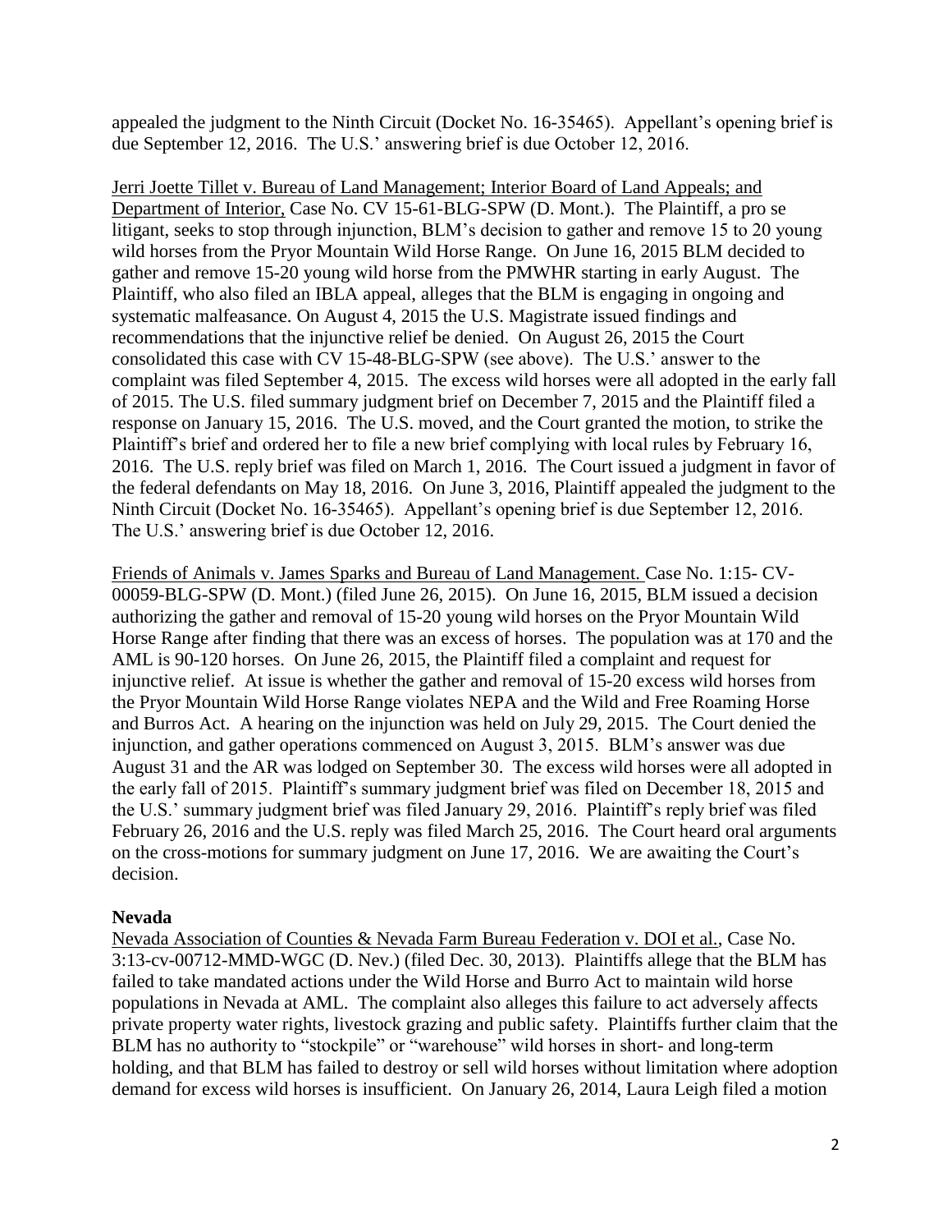appealed the judgment to the Ninth Circuit (Docket No. 16-35465). Appellant's opening brief is due September 12, 2016. The U.S.' answering brief is due October 12, 2016.

Jerri Joette Tillet v. Bureau of Land Management; Interior Board of Land Appeals; and Department of Interior, Case No. CV 15-61-BLG-SPW (D. Mont.). The Plaintiff, a pro se litigant, seeks to stop through injunction, BLM's decision to gather and remove 15 to 20 young wild horses from the Pryor Mountain Wild Horse Range. On June 16, 2015 BLM decided to gather and remove 15-20 young wild horse from the PMWHR starting in early August. The Plaintiff, who also filed an IBLA appeal, alleges that the BLM is engaging in ongoing and systematic malfeasance. On August 4, 2015 the U.S. Magistrate issued findings and recommendations that the injunctive relief be denied. On August 26, 2015 the Court consolidated this case with CV 15-48-BLG-SPW (see above). The U.S.' answer to the complaint was filed September 4, 2015. The excess wild horses were all adopted in the early fall of 2015. The U.S. filed summary judgment brief on December 7, 2015 and the Plaintiff filed a response on January 15, 2016. The U.S. moved, and the Court granted the motion, to strike the Plaintiff's brief and ordered her to file a new brief complying with local rules by February 16, 2016. The U.S. reply brief was filed on March 1, 2016. The Court issued a judgment in favor of the federal defendants on May 18, 2016. On June 3, 2016, Plaintiff appealed the judgment to the Ninth Circuit (Docket No. 16-35465). Appellant's opening brief is due September 12, 2016. The U.S.' answering brief is due October 12, 2016.

Friends of Animals v. James Sparks and Bureau of Land Management. Case No. 1:15- CV-00059-BLG-SPW (D. Mont.) (filed June 26, 2015). On June 16, 2015, BLM issued a decision authorizing the gather and removal of 15-20 young wild horses on the Pryor Mountain Wild Horse Range after finding that there was an excess of horses. The population was at 170 and the AML is 90-120 horses. On June 26, 2015, the Plaintiff filed a complaint and request for injunctive relief. At issue is whether the gather and removal of 15-20 excess wild horses from the Pryor Mountain Wild Horse Range violates NEPA and the Wild and Free Roaming Horse and Burros Act. A hearing on the injunction was held on July 29, 2015. The Court denied the injunction, and gather operations commenced on August 3, 2015. BLM's answer was due August 31 and the AR was lodged on September 30. The excess wild horses were all adopted in the early fall of 2015. Plaintiff's summary judgment brief was filed on December 18, 2015 and the U.S.' summary judgment brief was filed January 29, 2016. Plaintiff's reply brief was filed February 26, 2016 and the U.S. reply was filed March 25, 2016. The Court heard oral arguments on the cross-motions for summary judgment on June 17, 2016. We are awaiting the Court's decision.

**Nevada**

Nevada Association of Counties & Nevada Farm Bureau Federation v. DOI et al., Case No. 3:13-cv-00712-MMD-WGC (D. Nev.) (filed Dec. 30, 2013). Plaintiffs allege that the BLM has failed to take mandated actions under the Wild Horse and Burro Act to maintain wild horse populations in Nevada at AML. The complaint also alleges this failure to act adversely affects private property water rights, livestock grazing and public safety. Plaintiffs further claim that the BLM has no authority to "stockpile" or "warehouse" wild horses in short- and long-term holding, and that BLM has failed to destroy or sell wild horses without limitation where adoption demand for excess wild horses is insufficient. On January 26, 2014, Laura Leigh filed a motion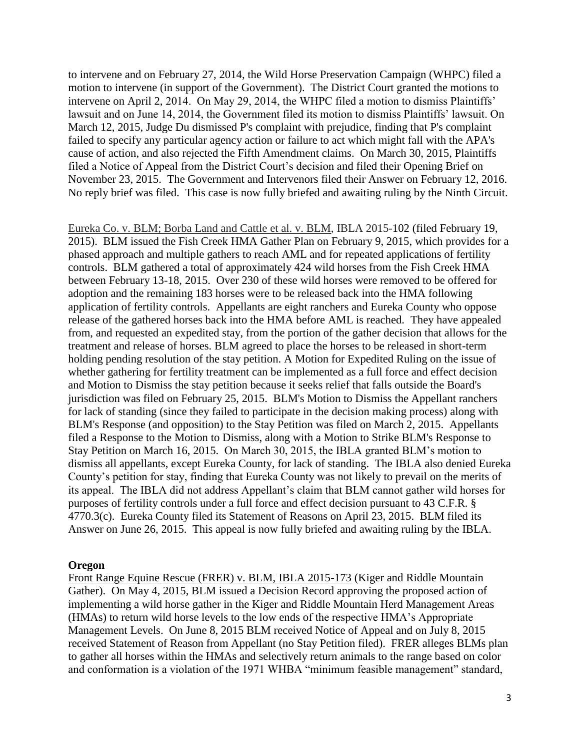to intervene and on February 27, 2014, the Wild Horse Preservation Campaign (WHPC) filed a motion to intervene (in support of the Government). The District Court granted the motions to intervene on April 2, 2014. On May 29, 2014, the WHPC filed a motion to dismiss Plaintiffs' lawsuit and on June 14, 2014, the Government filed its motion to dismiss Plaintiffs' lawsuit. On March 12, 2015, Judge Du dismissed P's complaint with prejudice, finding that P's complaint failed to specify any particular agency action or failure to act which might fall with the APA's cause of action, and also rejected the Fifth Amendment claims. On March 30, 2015, Plaintiffs filed a Notice of Appeal from the District Court's decision and filed their Opening Brief on November 23, 2015. The Government and Intervenors filed their Answer on February 12, 2016. No reply brief was filed. This case is now fully briefed and awaiting ruling by the Ninth Circuit.

Eureka Co. v. BLM; Borba Land and Cattle et al. v. BLM, IBLA 2015-102 (filed February 19, 2015). BLM issued the Fish Creek HMA Gather Plan on February 9, 2015, which provides for a phased approach and multiple gathers to reach AML and for repeated applications of fertility controls. BLM gathered a total of approximately 424 wild horses from the Fish Creek HMA between February 13-18, 2015. Over 230 of these wild horses were removed to be offered for adoption and the remaining 183 horses were to be released back into the HMA following application of fertility controls. Appellants are eight ranchers and Eureka County who oppose release of the gathered horses back into the HMA before AML is reached. They have appealed from, and requested an expedited stay, from the portion of the gather decision that allows for the treatment and release of horses. BLM agreed to place the horses to be released in short-term holding pending resolution of the stay petition. A Motion for Expedited Ruling on the issue of whether gathering for fertility treatment can be implemented as a full force and effect decision and Motion to Dismiss the stay petition because it seeks relief that falls outside the Board's jurisdiction was filed on February 25, 2015. BLM's Motion to Dismiss the Appellant ranchers for lack of standing (since they failed to participate in the decision making process) along with BLM's Response (and opposition) to the Stay Petition was filed on March 2, 2015. Appellants filed a Response to the Motion to Dismiss, along with a Motion to Strike BLM's Response to Stay Petition on March 16, 2015. On March 30, 2015, the IBLA granted BLM's motion to dismiss all appellants, except Eureka County, for lack of standing. The IBLA also denied Eureka County's petition for stay, finding that Eureka County was not likely to prevail on the merits of its appeal. The IBLA did not address Appellant's claim that BLM cannot gather wild horses for purposes of fertility controls under a full force and effect decision pursuant to 43 C.F.R. § 4770.3(c). Eureka County filed its Statement of Reasons on April 23, 2015. BLM filed its Answer on June 26, 2015. This appeal is now fully briefed and awaiting ruling by the IBLA.

**Oregon**

Front Range Equine Rescue (FRER) v. BLM, IBLA 2015-173 (Kiger and Riddle Mountain Gather). On May 4, 2015, BLM issued a Decision Record approving the proposed action of implementing a wild horse gather in the Kiger and Riddle Mountain Herd Management Areas (HMAs) to return wild horse levels to the low ends of the respective HMA's Appropriate Management Levels. On June 8, 2015 BLM received Notice of Appeal and on July 8, 2015 received Statement of Reason from Appellant (no Stay Petition filed). FRER alleges BLMs plan to gather all horses within the HMAs and selectively return animals to the range based on color and conformation is a violation of the 1971 WHBA "minimum feasible management" standard,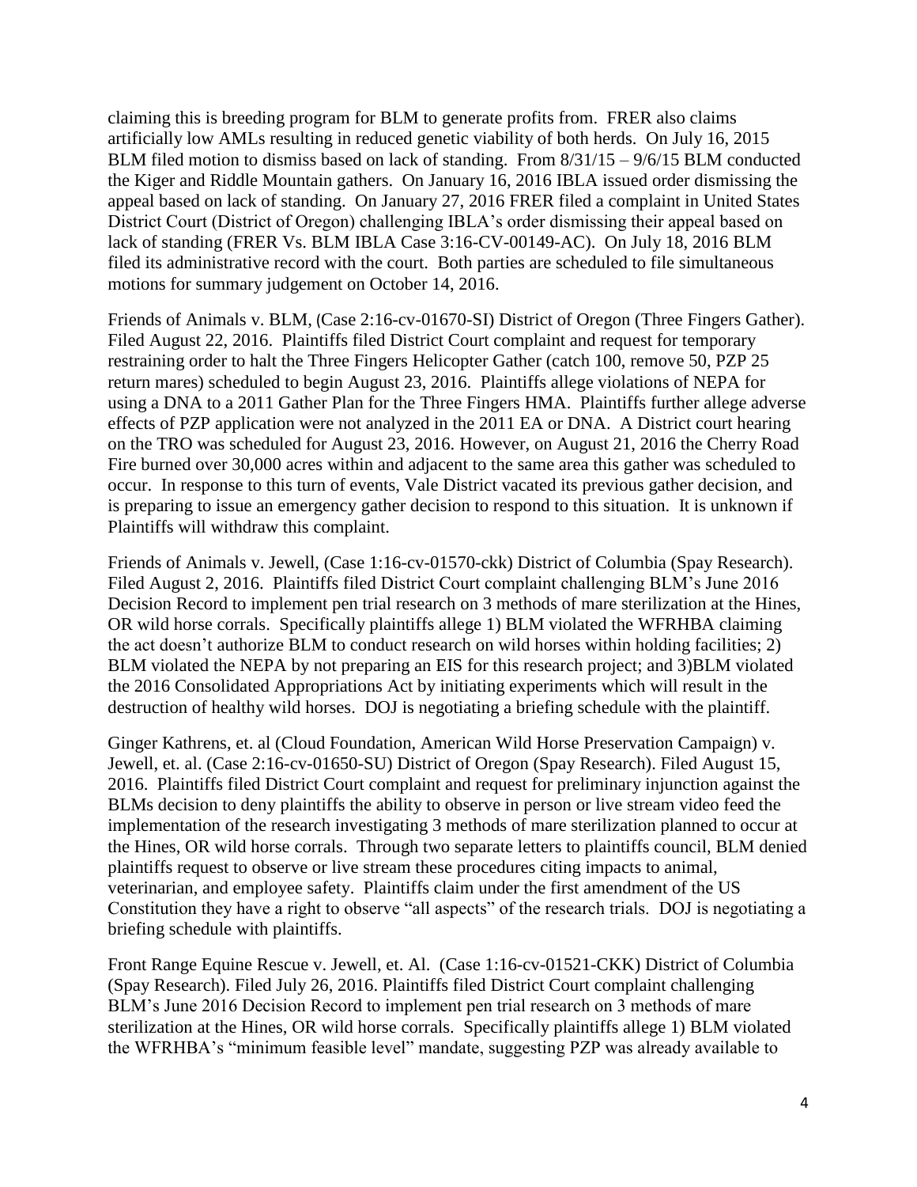claiming this is breeding program for BLM to generate profits from. FRER also claims artificially low AMLs resulting in reduced genetic viability of both herds. On July 16, 2015 BLM filed motion to dismiss based on lack of standing. From 8/31/15 – 9/6/15 BLM conducted the Kiger and Riddle Mountain gathers. On January 16, 2016 IBLA issued order dismissing the appeal based on lack of standing. On January 27, 2016 FRER filed a complaint in United States District Court (District of Oregon) challenging IBLA's order dismissing their appeal based on lack of standing (FRER Vs. BLM IBLA Case 3:16-CV-00149-AC). On July 18, 2016 BLM filed its administrative record with the court. Both parties are scheduled to file simultaneous motions for summary judgement on October 14, 2016.

Friends of Animals v. BLM, (Case 2:16-cv-01670-SI) District of Oregon (Three Fingers Gather). Filed August 22, 2016. Plaintiffs filed District Court complaint and request for temporary restraining order to halt the Three Fingers Helicopter Gather (catch 100, remove 50, PZP 25 return mares) scheduled to begin August 23, 2016. Plaintiffs allege violations of NEPA for using a DNA to a 2011 Gather Plan for the Three Fingers HMA. Plaintiffs further allege adverse effects of PZP application were not analyzed in the 2011 EA or DNA. A District court hearing on the TRO was scheduled for August 23, 2016. However, on August 21, 2016 the Cherry Road Fire burned over 30,000 acres within and adjacent to the same area this gather was scheduled to occur. In response to this turn of events, Vale District vacated its previous gather decision, and is preparing to issue an emergency gather decision to respond to this situation. It is unknown if Plaintiffs will withdraw this complaint.

Friends of Animals v. Jewell, (Case 1:16-cv-01570-ckk) District of Columbia (Spay Research). Filed August 2, 2016. Plaintiffs filed District Court complaint challenging BLM's June 2016 Decision Record to implement pen trial research on 3 methods of mare sterilization at the Hines, OR wild horse corrals. Specifically plaintiffs allege 1) BLM violated the WFRHBA claiming the act doesn't authorize BLM to conduct research on wild horses within holding facilities; 2) BLM violated the NEPA by not preparing an EIS for this research project; and 3)BLM violated the 2016 Consolidated Appropriations Act by initiating experiments which will result in the destruction of healthy wild horses. DOJ is negotiating a briefing schedule with the plaintiff.

Ginger Kathrens, et. al (Cloud Foundation, American Wild Horse Preservation Campaign) v. Jewell, et. al. (Case 2:16-cv-01650-SU) District of Oregon (Spay Research). Filed August 15, 2016. Plaintiffs filed District Court complaint and request for preliminary injunction against the BLMs decision to deny plaintiffs the ability to observe in person or live stream video feed the implementation of the research investigating 3 methods of mare sterilization planned to occur at the Hines, OR wild horse corrals. Through two separate letters to plaintiffs council, BLM denied plaintiffs request to observe or live stream these procedures citing impacts to animal, veterinarian, and employee safety. Plaintiffs claim under the first amendment of the US Constitution they have a right to observe "all aspects" of the research trials. DOJ is negotiating a briefing schedule with plaintiffs.

Front Range Equine Rescue v. Jewell, et. Al. (Case 1:16-cv-01521-CKK) District of Columbia (Spay Research). Filed July 26, 2016. Plaintiffs filed District Court complaint challenging BLM's June 2016 Decision Record to implement pen trial research on 3 methods of mare sterilization at the Hines, OR wild horse corrals. Specifically plaintiffs allege 1) BLM violated the WFRHBA's "minimum feasible level" mandate, suggesting PZP was already available to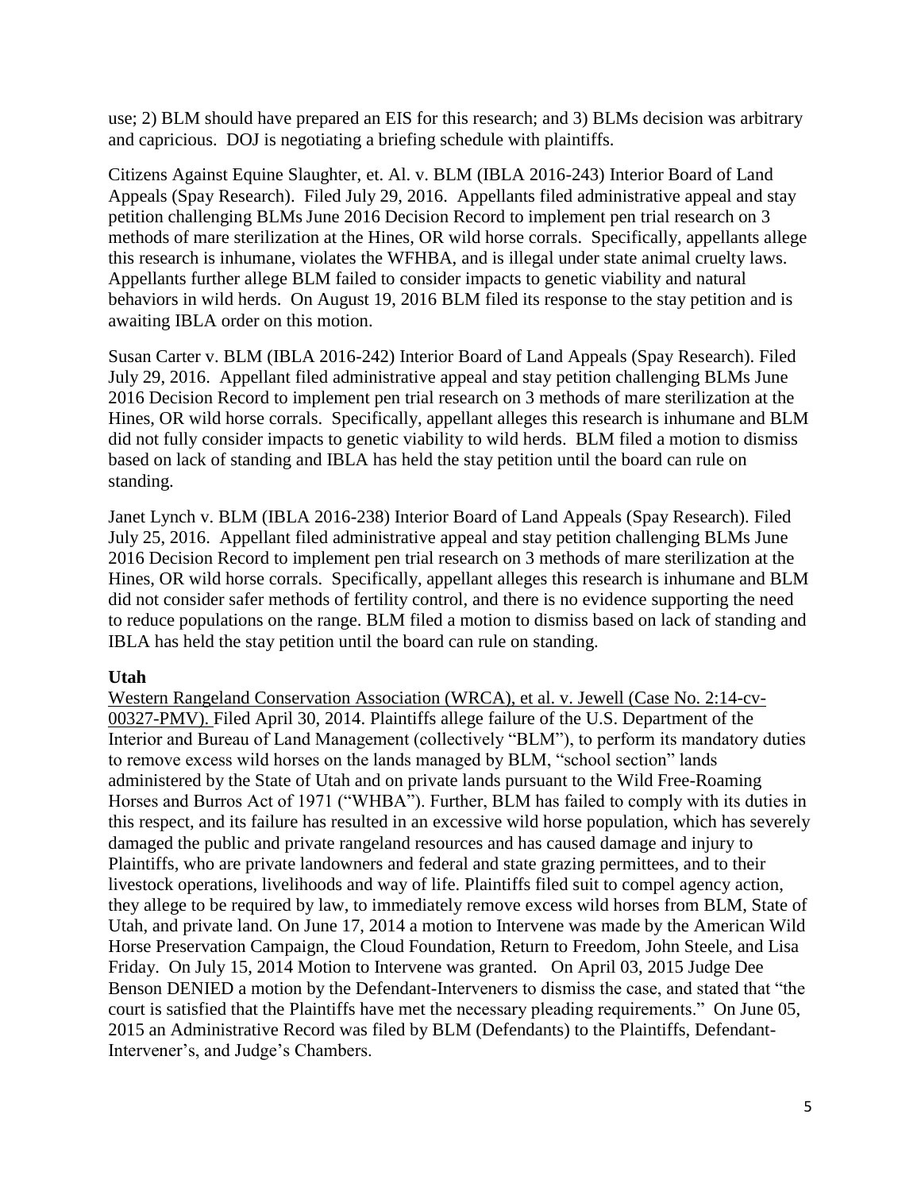use; 2) BLM should have prepared an EIS for this research; and 3) BLMs decision was arbitrary and capricious. DOJ is negotiating a briefing schedule with plaintiffs.

Citizens Against Equine Slaughter, et. Al. v. BLM (IBLA 2016-243) Interior Board of Land Appeals (Spay Research). Filed July 29, 2016. Appellants filed administrative appeal and stay petition challenging BLMs June 2016 Decision Record to implement pen trial research on 3 methods of mare sterilization at the Hines, OR wild horse corrals. Specifically, appellants allege this research is inhumane, violates the WFHBA, and is illegal under state animal cruelty laws. Appellants further allege BLM failed to consider impacts to genetic viability and natural behaviors in wild herds. On August 19, 2016 BLM filed its response to the stay petition and is awaiting IBLA order on this motion.

Susan Carter v. BLM (IBLA 2016-242) Interior Board of Land Appeals (Spay Research). Filed July 29, 2016. Appellant filed administrative appeal and stay petition challenging BLMs June 2016 Decision Record to implement pen trial research on 3 methods of mare sterilization at the Hines, OR wild horse corrals. Specifically, appellant alleges this research is inhumane and BLM did not fully consider impacts to genetic viability to wild herds. BLM filed a motion to dismiss based on lack of standing and IBLA has held the stay petition until the board can rule on standing.

Janet Lynch v. BLM (IBLA 2016-238) Interior Board of Land Appeals (Spay Research). Filed July 25, 2016. Appellant filed administrative appeal and stay petition challenging BLMs June 2016 Decision Record to implement pen trial research on 3 methods of mare sterilization at the Hines, OR wild horse corrals. Specifically, appellant alleges this research is inhumane and BLM did not consider safer methods of fertility control, and there is no evidence supporting the need to reduce populations on the range. BLM filed a motion to dismiss based on lack of standing and IBLA has held the stay petition until the board can rule on standing.

**Utah**

Western Rangeland Conservation Association (WRCA), et al. v. Jewell (Case No. 2:14-cv-00327-PMV). Filed April 30, 2014. Plaintiffs allege failure of the U.S. Department of the Interior and Bureau of Land Management (collectively "BLM"), to perform its mandatory duties to remove excess wild horses on the lands managed by BLM, "school section" lands administered by the State of Utah and on private lands pursuant to the Wild Free-Roaming Horses and Burros Act of 1971 ("WHBA"). Further, BLM has failed to comply with its duties in this respect, and its failure has resulted in an excessive wild horse population, which has severely damaged the public and private rangeland resources and has caused damage and injury to Plaintiffs, who are private landowners and federal and state grazing permittees, and to their livestock operations, livelihoods and way of life. Plaintiffs filed suit to compel agency action, they allege to be required by law, to immediately remove excess wild horses from BLM, State of Utah, and private land. On June 17, 2014 a motion to Intervene was made by the American Wild Horse Preservation Campaign, the Cloud Foundation, Return to Freedom, John Steele, and Lisa Friday. On July 15, 2014 Motion to Intervene was granted. On April 03, 2015 Judge Dee Benson DENIED a motion by the Defendant-Interveners to dismiss the case, and stated that "the court is satisfied that the Plaintiffs have met the necessary pleading requirements." On June 05, 2015 an Administrative Record was filed by BLM (Defendants) to the Plaintiffs, Defendant-Intervener's, and Judge's Chambers.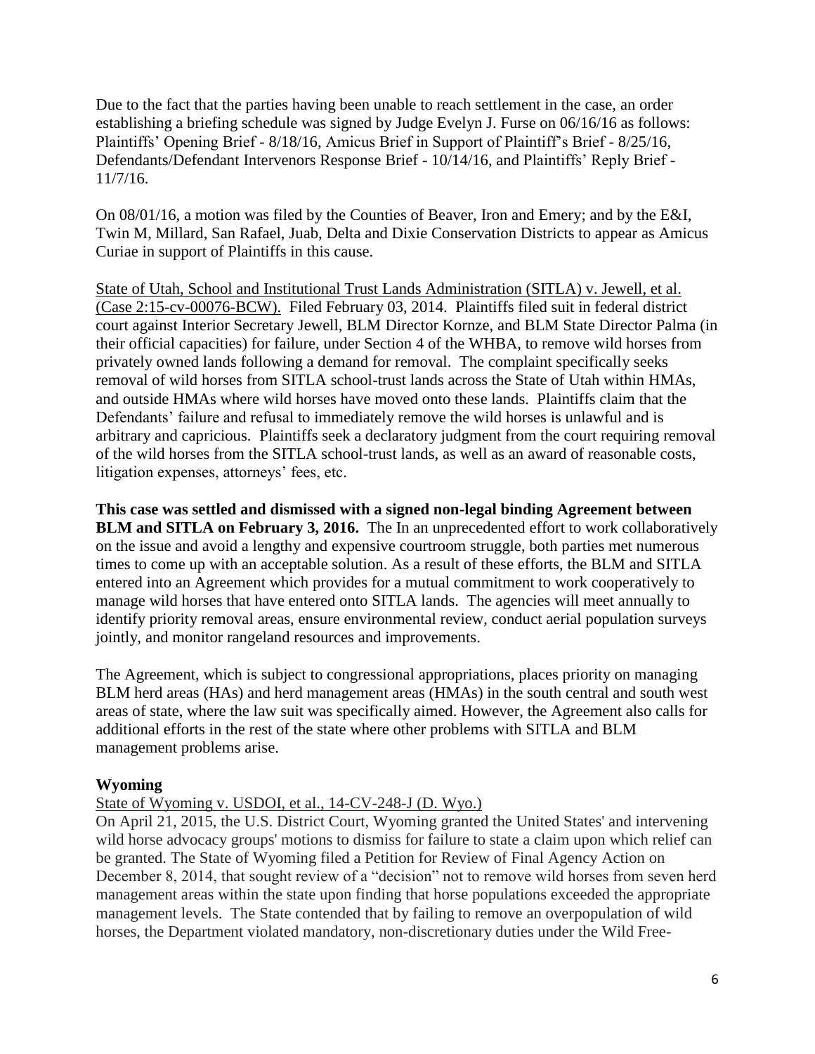Due to the fact that the parties having been unable to reach settlement in the case, an order establishing a briefing schedule was signed by Judge Evelyn J. Furse on 06/16/16 as follows: Plaintiffs' Opening Brief - 8/18/16, Amicus Brief in Support of Plaintiff's Brief - 8/25/16, Defendants/Defendant Intervenors Response Brief - 10/14/16, and Plaintiffs' Reply Brief - 11/7/16.

On 08/01/16, a motion was filed by the Counties of Beaver, Iron and Emery; and by the E&I, Twin M, Millard, San Rafael, Juab, Delta and Dixie Conservation Districts to appear as Amicus Curiae in support of Plaintiffs in this cause.

State of Utah, School and Institutional Trust Lands Administration (SITLA) v. Jewell, et al. (Case 2:15-cv-00076-BCW). Filed February 03, 2014. Plaintiffs filed suit in federal district court against Interior Secretary Jewell, BLM Director Kornze, and BLM State Director Palma (in their official capacities) for failure, under Section 4 of the WHBA, to remove wild horses from privately owned lands following a demand for removal. The complaint specifically seeks removal of wild horses from SITLA school-trust lands across the State of Utah within HMAs, and outside HMAs where wild horses have moved onto these lands. Plaintiffs claim that the Defendants' failure and refusal to immediately remove the wild horses is unlawful and is arbitrary and capricious. Plaintiffs seek a declaratory judgment from the court requiring removal of the wild horses from the SITLA school-trust lands, as well as an award of reasonable costs, litigation expenses, attorneys' fees, etc.

**This case was settled and dismissed with a signed non-legal binding Agreement between BLM and SITLA on February 3, 2016.** The In an unprecedented effort to work collaboratively on the issue and avoid a lengthy and expensive courtroom struggle, both parties met numerous times to come up with an acceptable solution. As a result of these efforts, the BLM and SITLA entered into an Agreement which provides for a mutual commitment to work cooperatively to manage wild horses that have entered onto SITLA lands. The agencies will meet annually to identify priority removal areas, ensure environmental review, conduct aerial population surveys jointly, and monitor rangeland resources and improvements.

The Agreement, which is subject to congressional appropriations, places priority on managing BLM herd areas (HAs) and herd management areas (HMAs) in the south central and south west areas of state, where the law suit was specifically aimed. However, the Agreement also calls for additional efforts in the rest of the state where other problems with SITLA and BLM management problems arise.

### Wyoming

State of Wyoming v. USDOI, et al., 14-CV-248-J (D. Wyo.)

On April 21, 2015, the U.S. District Court, Wyoming granted the United States' and intervening wild horse advocacy groups' motions to dismiss for failure to state a claim upon which relief can be granted. The State of Wyoming filed a Petition for Review of Final Agency Action on December 8, 2014, that sought review of a "decision" not to remove wild horses from seven herd management areas within the state upon finding that horse populations exceeded the appropriate management levels. The State contended that by failing to remove an overpopulation of wild horses, the Department violated mandatory, non-discretionary duties under the Wild Free-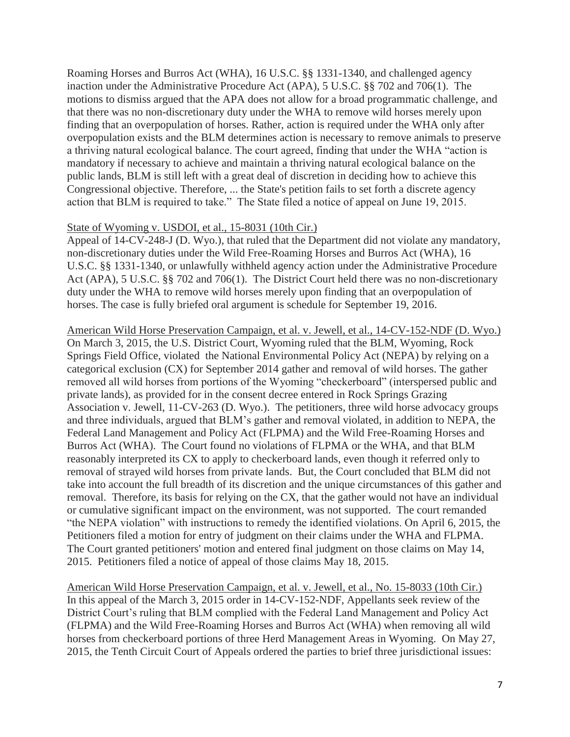Roaming Horses and Burros Act (WHA), 16 U.S.C. §§ 1331-1340, and challenged agency inaction under the Administrative Procedure Act (APA), 5 U.S.C. §§ 702 and 706(1). The motions to dismiss argued that the APA does not allow for a broad programmatic challenge, and that there was no non-discretionary duty under the WHA to remove wild horses merely upon finding that an overpopulation of horses. Rather, action is required under the WHA only after overpopulation exists and the BLM determines action is necessary to remove animals to preserve a thriving natural ecological balance. The court agreed, finding that under the WHA "action is mandatory if necessary to achieve and maintain a thriving natural ecological balance on the public lands, BLM is still left with a great deal of discretion in deciding how to achieve this Congressional objective. Therefore, ... the State's petition fails to set forth a discrete agency action that BLM is required to take." The State filed a notice of appeal on June 19, 2015.

<u>State of Wyoming v. USDOI, et al., 15-8031 (10th Cir.)</u>
Appeal of 14-CV-248-J (D. Wyo.), that ruled that the Department did not violate any mandatory, non-discretionary duties under the Wild Free-Roaming Horses and Burros Act (WHA), 16 U.S.C. §§ 1331-1340, or unlawfully withheld agency action under the Administrative Procedure Act (APA), 5 U.S.C. §§ 702 and 706(1). The District Court held there was no non-discretionary duty under the WHA to remove wild horses merely upon finding that an overpopulation of horses. The case is fully briefed oral argument is schedule for September 19, 2016.

<u>American Wild Horse Preservation Campaign, et al. v. Jewell, et al., 14-CV-152-NDF (D. Wyo.)</u>
On March 3, 2015, the U.S. District Court, Wyoming ruled that the BLM, Wyoming, Rock Springs Field Office, violated the National Environmental Policy Act (NEPA) by relying on a categorical exclusion (CX) for September 2014 gather and removal of wild horses. The gather removed all wild horses from portions of the Wyoming "checkerboard" (interspersed public and private lands), as provided for in the consent decree entered in Rock Springs Grazing Association v. Jewell, 11-CV-263 (D. Wyo.). The petitioners, three wild horse advocacy groups and three individuals, argued that BLM's gather and removal violated, in addition to NEPA, the Federal Land Management and Policy Act (FLPMA) and the Wild Free-Roaming Horses and Burros Act (WHA). The Court found no violations of FLPMA or the WHA, and that BLM reasonably interpreted its CX to apply to checkerboard lands, even though it referred only to removal of strayed wild horses from private lands. But, the Court concluded that BLM did not take into account the full breadth of its discretion and the unique circumstances of this gather and removal. Therefore, its basis for relying on the CX, that the gather would not have an individual or cumulative significant impact on the environment, was not supported. The court remanded "the NEPA violation" with instructions to remedy the identified violations. On April 6, 2015, the Petitioners filed a motion for entry of judgment on their claims under the WHA and FLPMA. The Court granted petitioners' motion and entered final judgment on those claims on May 14, 2015. Petitioners filed a notice of appeal of those claims May 18, 2015.

<u>American Wild Horse Preservation Campaign, et al. v. Jewell, et al., No. 15-8033 (10th Cir.)</u>
In this appeal of the March 3, 2015 order in 14-CV-152-NDF, Appellants seek review of the District Court's ruling that BLM complied with the Federal Land Management and Policy Act (FLPMA) and the Wild Free-Roaming Horses and Burros Act (WHA) when removing all wild horses from checkerboard portions of three Herd Management Areas in Wyoming. On May 27, 2015, the Tenth Circuit Court of Appeals ordered the parties to brief three jurisdictional issues: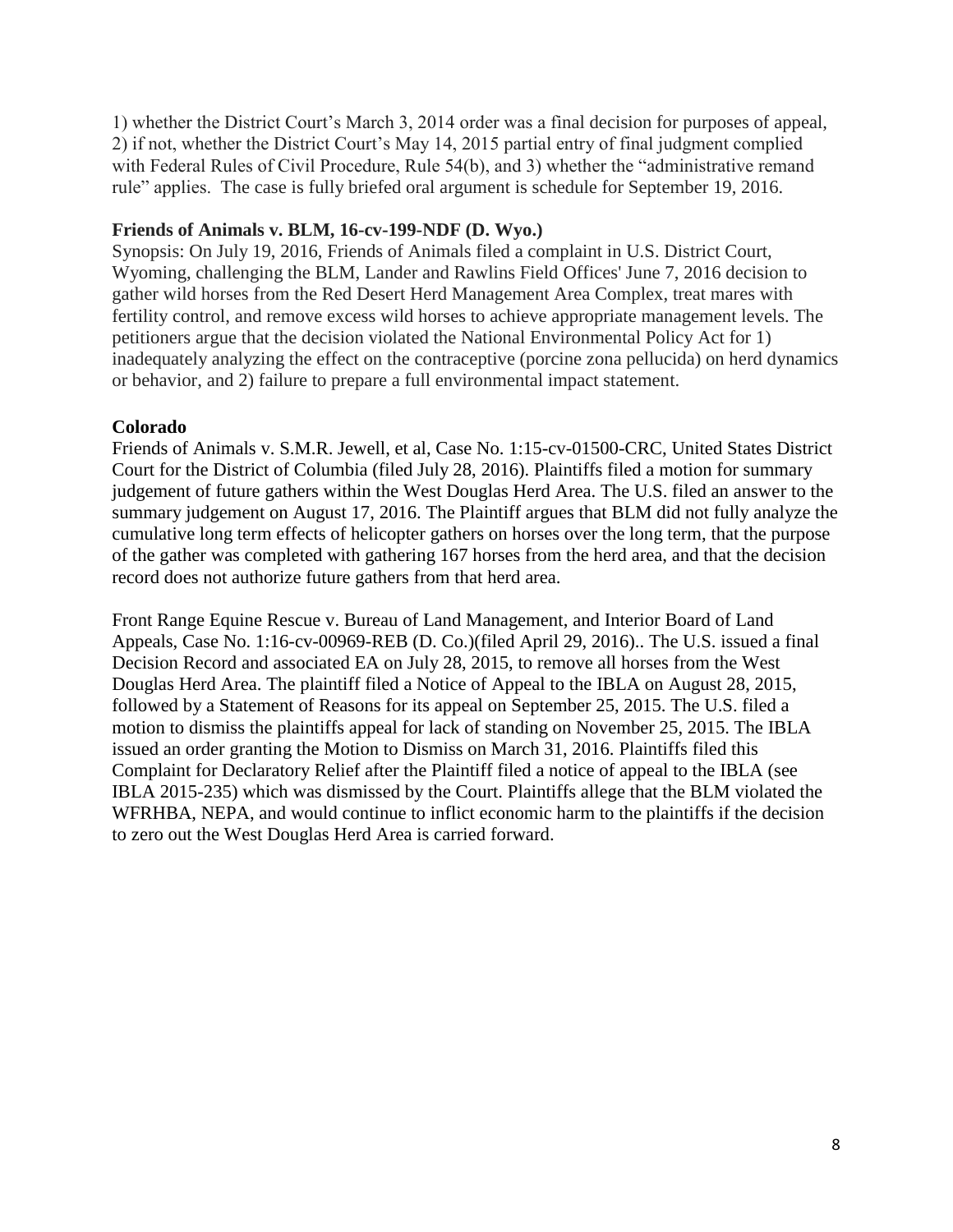1) whether the District Court's March 3, 2014 order was a final decision for purposes of appeal, 2) if not, whether the District Court's May 14, 2015 partial entry of final judgment complied with Federal Rules of Civil Procedure, Rule 54(b), and 3) whether the "administrative remand rule" applies. The case is fully briefed oral argument is schedule for September 19, 2016.

**Friends of Animals v. BLM, 16-cv-199-NDF (D. Wyo.)**

Synopsis: On July 19, 2016, Friends of Animals filed a complaint in U.S. District Court, Wyoming, challenging the BLM, Lander and Rawlins Field Offices' June 7, 2016 decision to gather wild horses from the Red Desert Herd Management Area Complex, treat mares with fertility control, and remove excess wild horses to achieve appropriate management levels. The petitioners argue that the decision violated the National Environmental Policy Act for 1) inadequately analyzing the effect on the contraceptive (porcine zona pellucida) on herd dynamics or behavior, and 2) failure to prepare a full environmental impact statement.

**Colorado**

Friends of Animals v. S.M.R. Jewell, et al, Case No. 1:15-cv-01500-CRC, United States District Court for the District of Columbia (filed July 28, 2016). Plaintiffs filed a motion for summary judgement of future gathers within the West Douglas Herd Area. The U.S. filed an answer to the summary judgement on August 17, 2016. The Plaintiff argues that BLM did not fully analyze the cumulative long term effects of helicopter gathers on horses over the long term, that the purpose of the gather was completed with gathering 167 horses from the herd area, and that the decision record does not authorize future gathers from that herd area.

Front Range Equine Rescue v. Bureau of Land Management, and Interior Board of Land Appeals, Case No. 1:16-cv-00969-REB (D. Co.)(filed April 29, 2016).. The U.S. issued a final Decision Record and associated EA on July 28, 2015, to remove all horses from the West Douglas Herd Area. The plaintiff filed a Notice of Appeal to the IBLA on August 28, 2015, followed by a Statement of Reasons for its appeal on September 25, 2015. The U.S. filed a motion to dismiss the plaintiffs appeal for lack of standing on November 25, 2015. The IBLA issued an order granting the Motion to Dismiss on March 31, 2016. Plaintiffs filed this Complaint for Declaratory Relief after the Plaintiff filed a notice of appeal to the IBLA (see IBLA 2015-235) which was dismissed by the Court. Plaintiffs allege that the BLM violated the WFRHBA, NEPA, and would continue to inflict economic harm to the plaintiffs if the decision to zero out the West Douglas Herd Area is carried forward.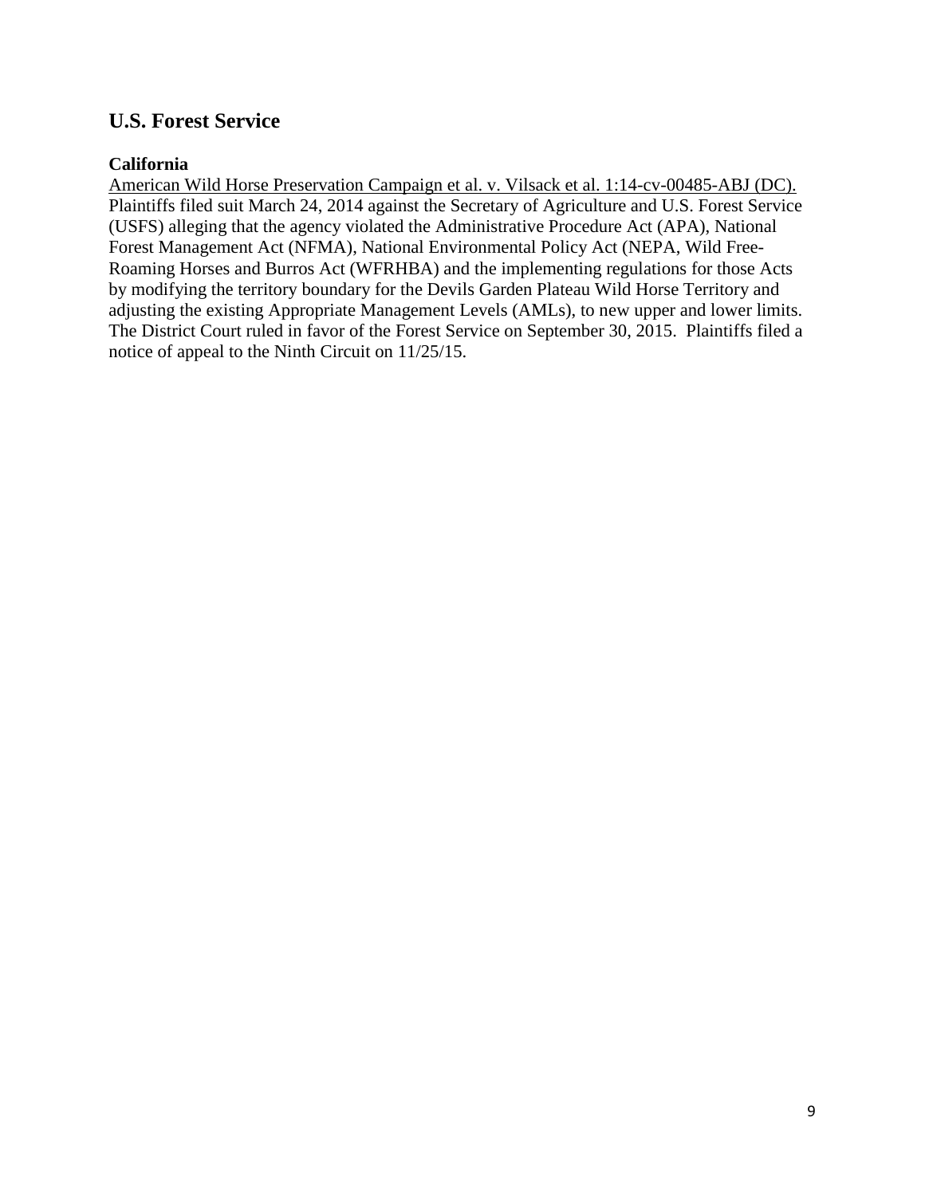## U.S. Forest Service

**California**

American Wild Horse Preservation Campaign et al. v. Vilsack et al. 1:14-cv-00485-ABJ (DC). Plaintiffs filed suit March 24, 2014 against the Secretary of Agriculture and U.S. Forest Service (USFS) alleging that the agency violated the Administrative Procedure Act (APA), National Forest Management Act (NFMA), National Environmental Policy Act (NEPA, Wild Free-Roaming Horses and Burros Act (WFRHBA) and the implementing regulations for those Acts by modifying the territory boundary for the Devils Garden Plateau Wild Horse Territory and adjusting the existing Appropriate Management Levels (AMLs), to new upper and lower limits. The District Court ruled in favor of the Forest Service on September 30, 2015. Plaintiffs filed a notice of appeal to the Ninth Circuit on 11/25/15.